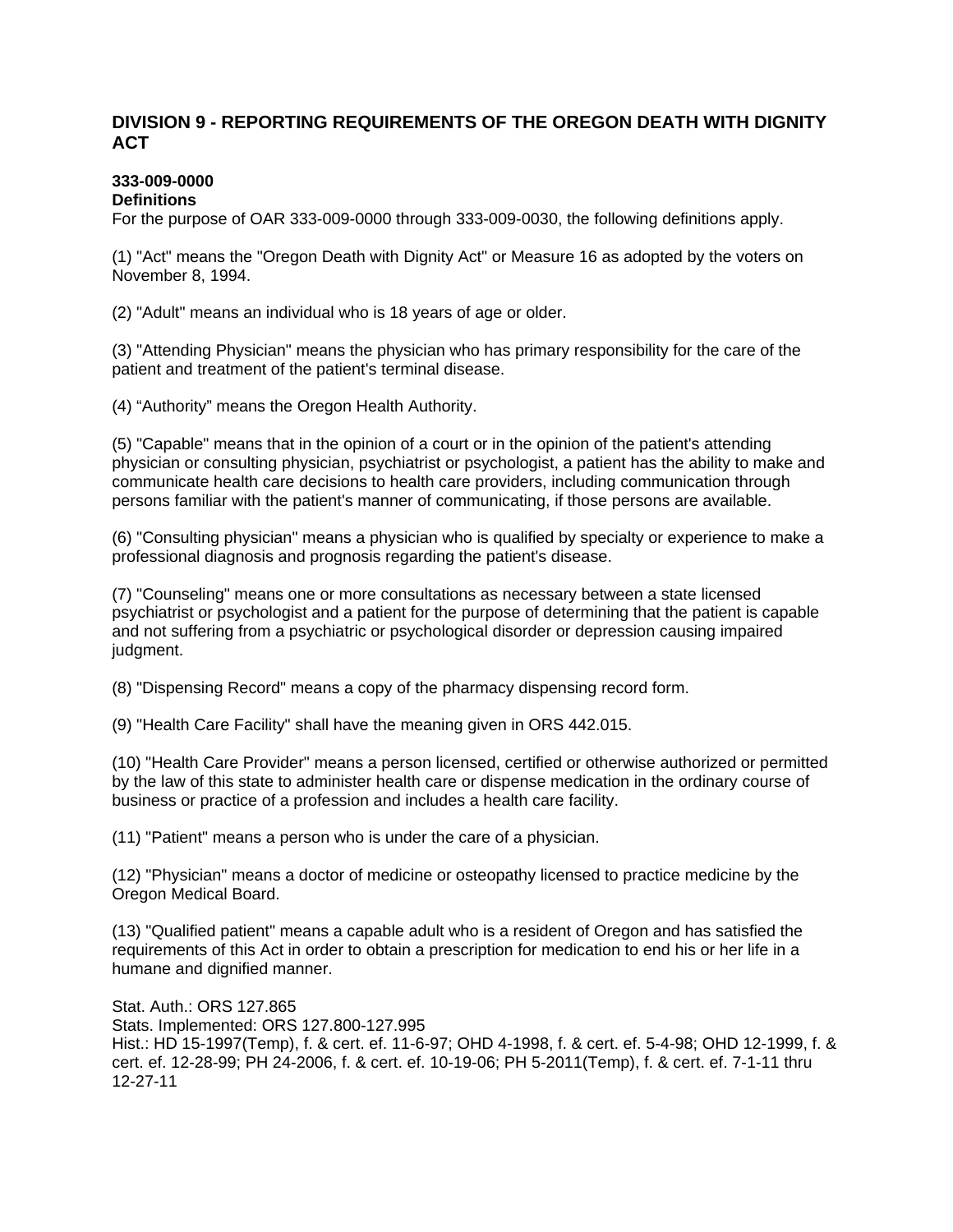## DIVISION 9 - REPORTING REQUIREMENTS OF THE OREGON DEATH WITH DIGNITY ACT

**333-009-0000**
**Definitions**
For the purpose of OAR 333-009-0000 through 333-009-0030, the following definitions apply.

(1) "Act" means the "Oregon Death with Dignity Act" or Measure 16 as adopted by the voters on November 8, 1994.

(2) "Adult" means an individual who is 18 years of age or older.

(3) "Attending Physician" means the physician who has primary responsibility for the care of the patient and treatment of the patient's terminal disease.

(4) "Authority" means the Oregon Health Authority.

(5) "Capable" means that in the opinion of a court or in the opinion of the patient's attending physician or consulting physician, psychiatrist or psychologist, a patient has the ability to make and communicate health care decisions to health care providers, including communication through persons familiar with the patient's manner of communicating, if those persons are available.

(6) "Consulting physician" means a physician who is qualified by specialty or experience to make a professional diagnosis and prognosis regarding the patient's disease.

(7) "Counseling" means one or more consultations as necessary between a state licensed psychiatrist or psychologist and a patient for the purpose of determining that the patient is capable and not suffering from a psychiatric or psychological disorder or depression causing impaired judgment.

(8) "Dispensing Record" means a copy of the pharmacy dispensing record form.

(9) "Health Care Facility" shall have the meaning given in ORS 442.015.

(10) "Health Care Provider" means a person licensed, certified or otherwise authorized or permitted by the law of this state to administer health care or dispense medication in the ordinary course of business or practice of a profession and includes a health care facility.

(11) "Patient" means a person who is under the care of a physician.

(12) "Physician" means a doctor of medicine or osteopathy licensed to practice medicine by the Oregon Medical Board.

(13) "Qualified patient" means a capable adult who is a resident of Oregon and has satisfied the requirements of this Act in order to obtain a prescription for medication to end his or her life in a humane and dignified manner.

Stat. Auth.: ORS 127.865
Stats. Implemented: ORS 127.800-127.995
Hist.: HD 15-1997(Temp), f. & cert. ef. 11-6-97; OHD 4-1998, f. & cert. ef. 5-4-98; OHD 12-1999, f. & cert. ef. 12-28-99; PH 24-2006, f. & cert. ef. 10-19-06; PH 5-2011(Temp), f. & cert. ef. 7-1-11 thru 12-27-11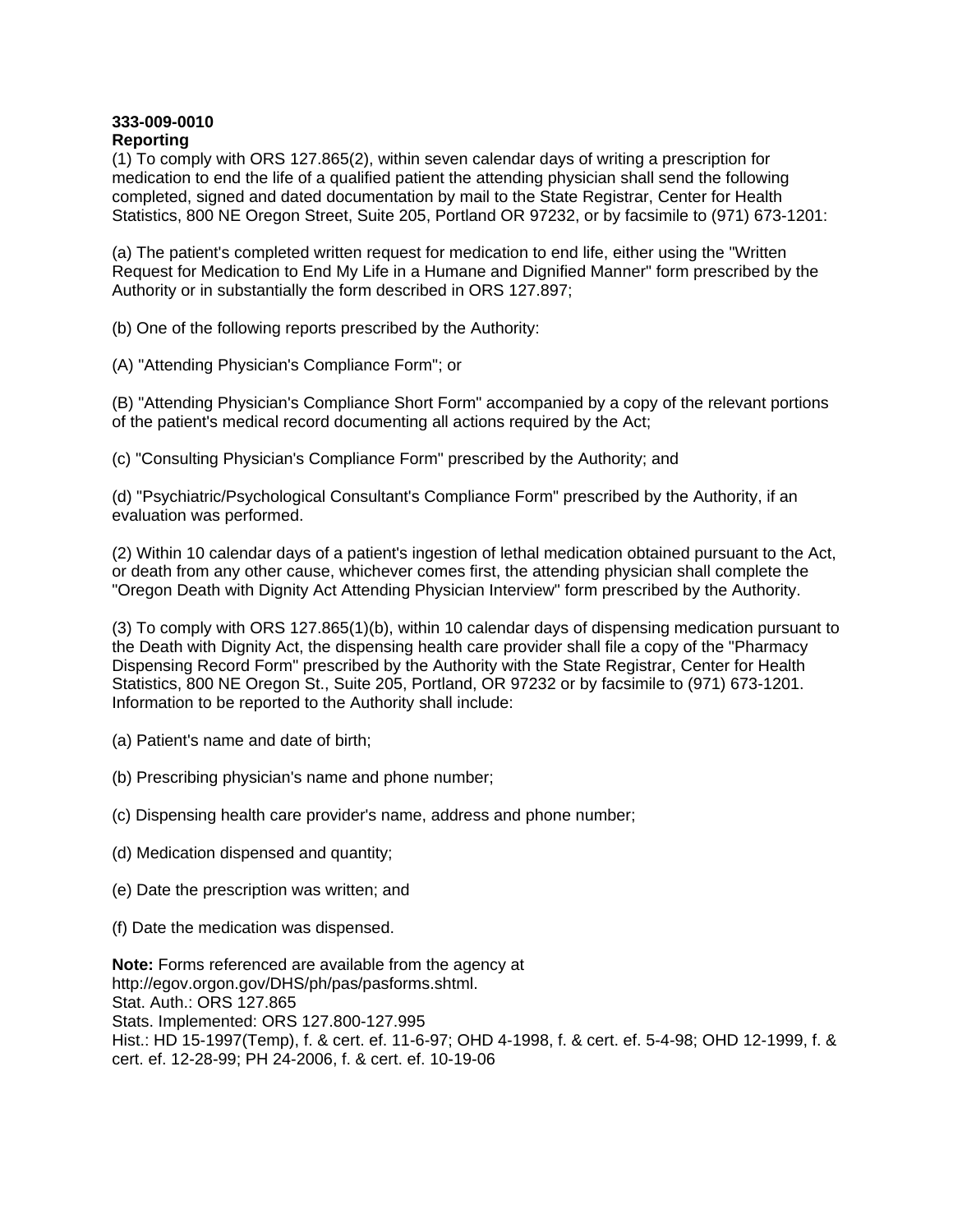**333-009-0010**
**Reporting**

(1) To comply with ORS 127.865(2), within seven calendar days of writing a prescription for medication to end the life of a qualified patient the attending physician shall send the following completed, signed and dated documentation by mail to the State Registrar, Center for Health Statistics, 800 NE Oregon Street, Suite 205, Portland OR 97232, or by facsimile to (971) 673-1201:

(a) The patient's completed written request for medication to end life, either using the "Written Request for Medication to End My Life in a Humane and Dignified Manner" form prescribed by the Authority or in substantially the form described in ORS 127.897;

(b) One of the following reports prescribed by the Authority:

(A) "Attending Physician's Compliance Form"; or

(B) "Attending Physician's Compliance Short Form" accompanied by a copy of the relevant portions of the patient's medical record documenting all actions required by the Act;

(c) "Consulting Physician's Compliance Form" prescribed by the Authority; and

(d) "Psychiatric/Psychological Consultant's Compliance Form" prescribed by the Authority, if an evaluation was performed.

(2) Within 10 calendar days of a patient's ingestion of lethal medication obtained pursuant to the Act, or death from any other cause, whichever comes first, the attending physician shall complete the "Oregon Death with Dignity Act Attending Physician Interview" form prescribed by the Authority.

(3) To comply with ORS 127.865(1)(b), within 10 calendar days of dispensing medication pursuant to the Death with Dignity Act, the dispensing health care provider shall file a copy of the "Pharmacy Dispensing Record Form" prescribed by the Authority with the State Registrar, Center for Health Statistics, 800 NE Oregon St., Suite 205, Portland, OR 97232 or by facsimile to (971) 673-1201. Information to be reported to the Authority shall include:

(a) Patient's name and date of birth;

(b) Prescribing physician's name and phone number;

(c) Dispensing health care provider's name, address and phone number;

(d) Medication dispensed and quantity;

(e) Date the prescription was written; and

(f) Date the medication was dispensed.

**Note:** Forms referenced are available from the agency at http://egov.orgon.gov/DHS/ph/pas/pasforms.shtml.
Stat. Auth.: ORS 127.865
Stats. Implemented: ORS 127.800-127.995
Hist.: HD 15-1997(Temp), f. & cert. ef. 11-6-97; OHD 4-1998, f. & cert. ef. 5-4-98; OHD 12-1999, f. & cert. ef. 12-28-99; PH 24-2006, f. & cert. ef. 10-19-06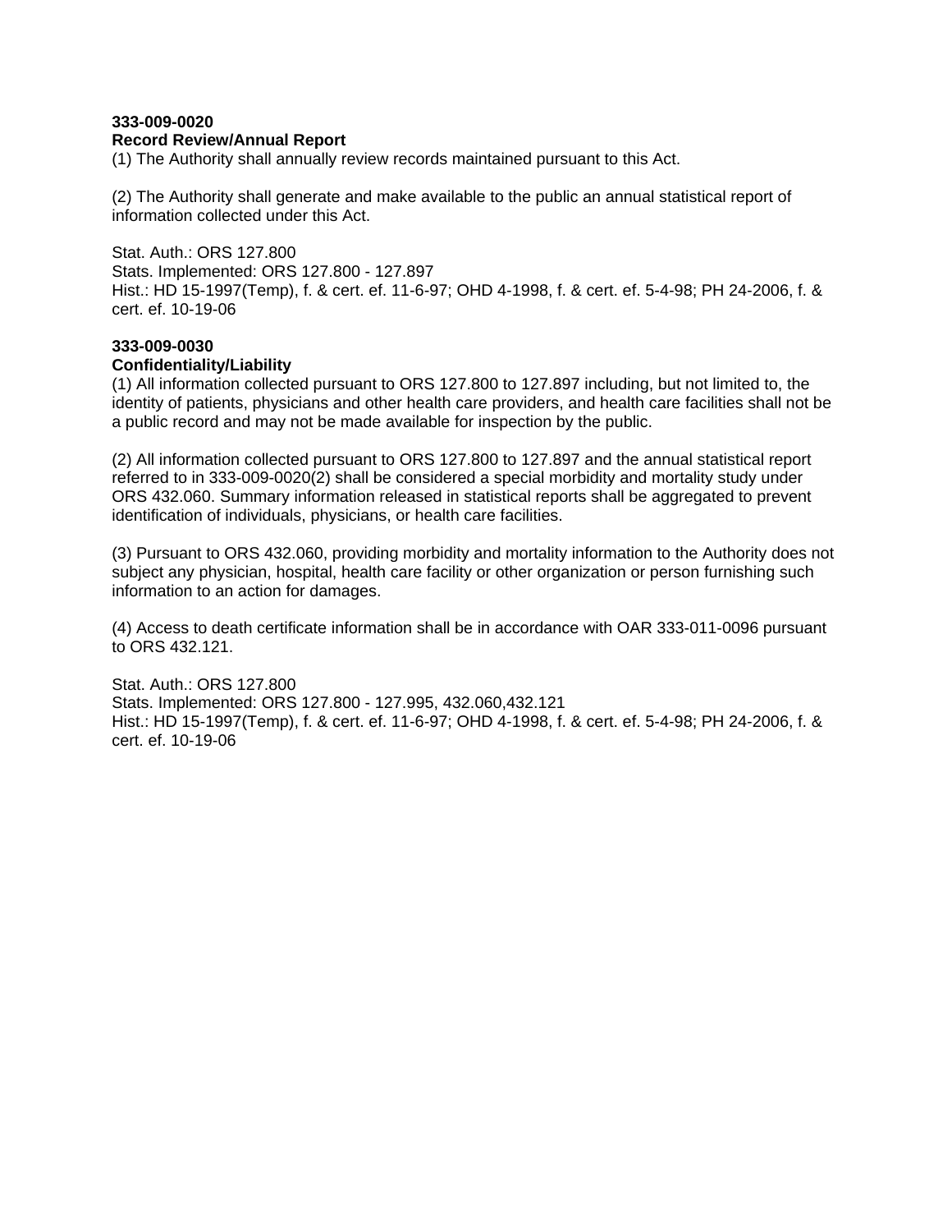**333-009-0020**
**Record Review/Annual Report**

(1) The Authority shall annually review records maintained pursuant to this Act.

(2) The Authority shall generate and make available to the public an annual statistical report of information collected under this Act.

Stat. Auth.: ORS 127.800
Stats. Implemented: ORS 127.800 - 127.897
Hist.: HD 15-1997(Temp), f. & cert. ef. 11-6-97; OHD 4-1998, f. & cert. ef. 5-4-98; PH 24-2006, f. & cert. ef. 10-19-06

**333-009-0030**
**Confidentiality/Liability**

(1) All information collected pursuant to ORS 127.800 to 127.897 including, but not limited to, the identity of patients, physicians and other health care providers, and health care facilities shall not be a public record and may not be made available for inspection by the public.

(2) All information collected pursuant to ORS 127.800 to 127.897 and the annual statistical report referred to in 333-009-0020(2) shall be considered a special morbidity and mortality study under ORS 432.060. Summary information released in statistical reports shall be aggregated to prevent identification of individuals, physicians, or health care facilities.

(3) Pursuant to ORS 432.060, providing morbidity and mortality information to the Authority does not subject any physician, hospital, health care facility or other organization or person furnishing such information to an action for damages.

(4) Access to death certificate information shall be in accordance with OAR 333-011-0096 pursuant to ORS 432.121.

Stat. Auth.: ORS 127.800
Stats. Implemented: ORS 127.800 - 127.995, 432.060,432.121
Hist.: HD 15-1997(Temp), f. & cert. ef. 11-6-97; OHD 4-1998, f. & cert. ef. 5-4-98; PH 24-2006, f. & cert. ef. 10-19-06